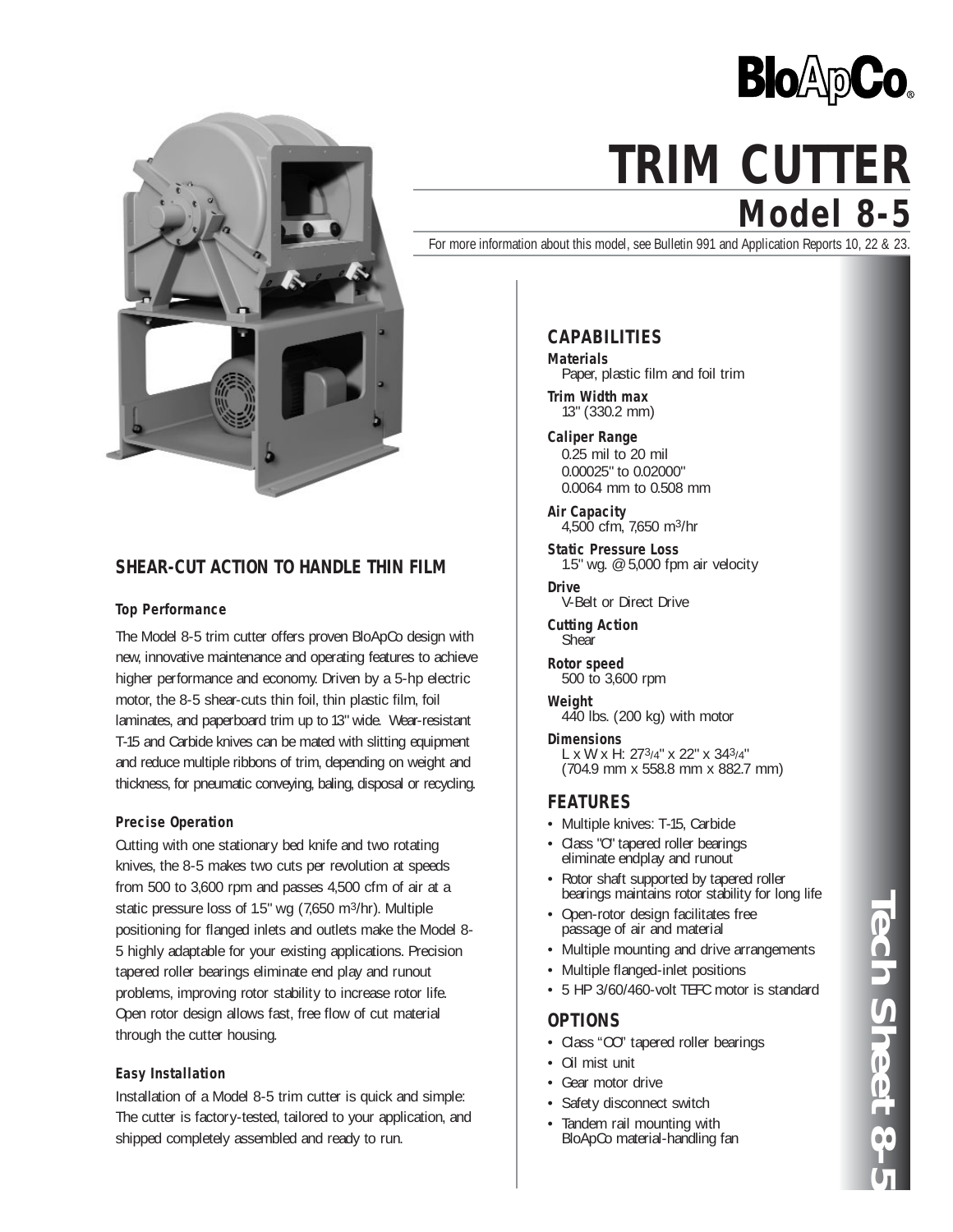# BloApCo

# TRIM CUTTER

## Model 8-5

For more information about this model, see Bulletin 991 and Application Reports 10, 22 & 23.

## SHEAR-CUT ACTION TO HANDLE THIN FILM

### Top Performance

The Model 8-5 trim cutter offers proven BloApCo design with new, innovative maintenance and operating features to achieve higher performance and economy. Driven by a 5-hp electric motor, the 8-5 shear-cuts thin foil, thin plastic film, foil laminates, and paperboard trim up to 13" wide. Wear-resistant T-15 and Carbide knives can be mated with slitting equipment and reduce multiple ribbons of trim, depending on weight and thickness, for pneumatic conveying, baling, disposal or recycling.

### Precise Operation

Cutting with one stationary bed knife and two rotating knives, the 8-5 makes two cuts per revolution at speeds from 500 to 3,600 rpm and passes 4,500 cfm of air at a static pressure loss of 1.5" wg (7,650 m$^3$/hr). Multiple positioning for flanged inlets and outlets make the Model 8-5 highly adaptable for your existing applications. Precision tapered roller bearings eliminate end play and runout problems, improving rotor stability to increase rotor life. Open rotor design allows fast, free flow of cut material through the cutter housing.

### Easy Installation

Installation of a Model 8-5 trim cutter is quick and simple: The cutter is factory-tested, tailored to your application, and shipped completely assembled and ready to run.

## CAPABILITIES

**Materials**
Paper, plastic film and foil trim

**Trim Width max**
13" (330.2 mm)

**Caliper Range**
0.25 mil to 20 mil
0.00025" to 0.02000"
0.0064 mm to 0.508 mm

**Air Capacity**
4,500 cfm, 7,650 m$^3$/hr

**Static Pressure Loss**
1.5" wg. @ 5,000 fpm air velocity

**Drive**
V-Belt or Direct Drive

**Cutting Action**
Shear

**Rotor speed**
500 to 3,600 rpm

**Weight**
440 lbs. (200 kg) with motor

**Dimensions**
L x W x H: 27 3/4" x 22" x 34 3/4"
(704.9 mm x 558.8 mm x 882.7 mm)

## FEATURES

- Multiple knives: T-15, Carbide
- Class "O" tapered roller bearings eliminate endplay and runout
- Rotor shaft supported by tapered roller bearings maintains rotor stability for long life
- Open-rotor design facilitates free passage of air and material
- Multiple mounting and drive arrangements
- Multiple flanged-inlet positions
- 5 HP 3/60/460-volt TEFC motor is standard

## OPTIONS

- Class "OO" tapered roller bearings
- Oil mist unit
- Gear motor drive
- Safety disconnect switch
- Tandem rail mounting with BloApCo material-handling fan

Tech Sheet 8-5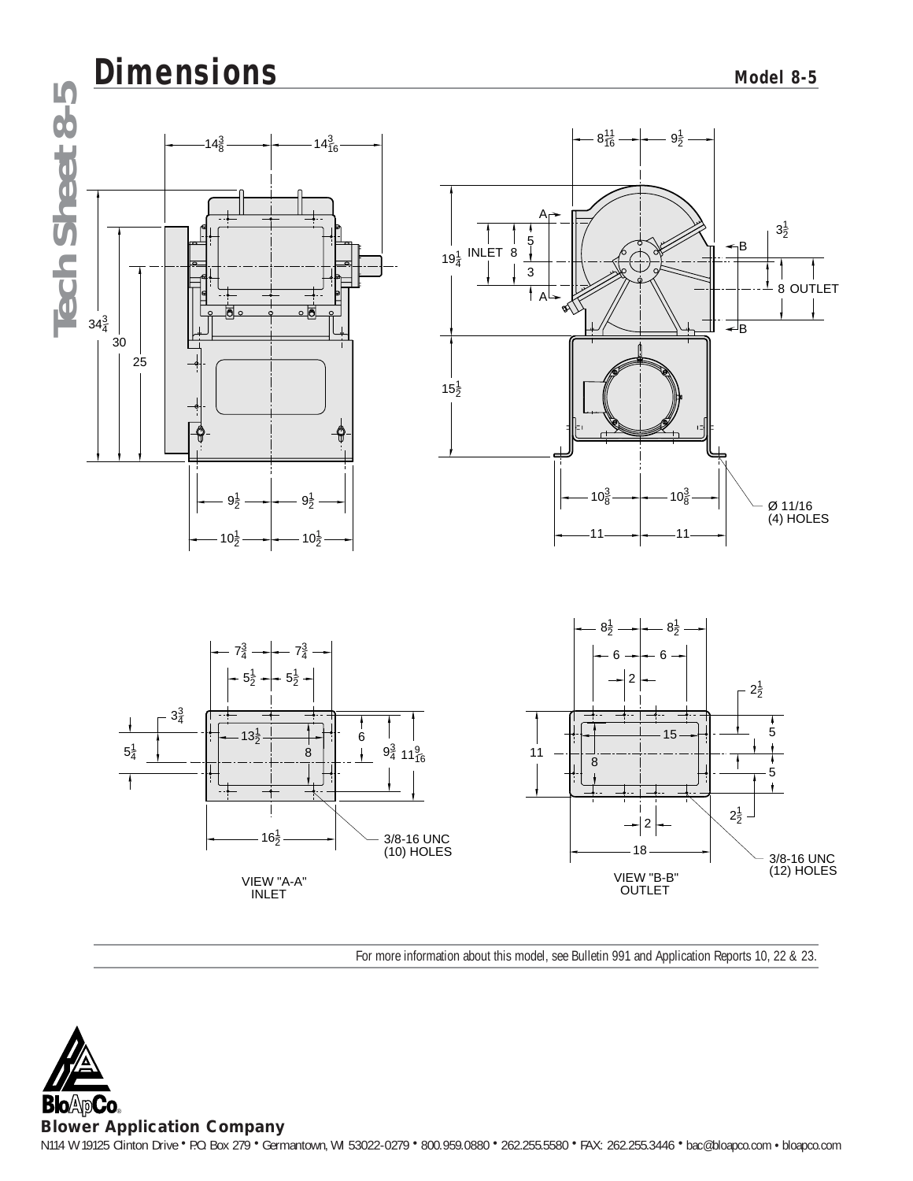# Dimensions

Model 8-5

Tech Sheet 8-5

$14\frac{3}{8}$
$14\frac{3}{16}$
$34\frac{3}{4}$
30
25
$9\frac{1}{2}$
$9\frac{1}{2}$
$10\frac{1}{2}$
$10\frac{1}{2}$

$8\frac{11}{16}$
$9\frac{1}{2}$
A
A
5
3
INLET 8
$19\frac{1}{4}$
$3\frac{1}{2}$
B
B
8 OUTLET
$15\frac{1}{2}$
$10\frac{3}{8}$
$10\frac{3}{8}$
11
11
Ø 11/16
(4) HOLES

$7\frac{3}{4}$
$7\frac{3}{4}$
$5\frac{1}{2}$
$5\frac{1}{2}$
$3\frac{3}{4}$
$5\frac{1}{4}$
$13\frac{1}{2}$
8
6
$9\frac{3}{4}$
$11\frac{9}{16}$
$16\frac{1}{2}$
3/8-16 UNC
(10) HOLES

VIEW "A-A"
INLET

$8\frac{1}{2}$
$8\frac{1}{2}$
6
6
2
$2\frac{1}{2}$
15
5
5
11
8
2
$2\frac{1}{2}$
18
3/8-16 UNC
(12) HOLES

VIEW "B-B"
OUTLET

For more information about this model, see Bulletin 991 and Application Reports 10, 22 & 23.

BloApCo®

**Blower Application Company**

N114 W19125 Clinton Drive • P.O. Box 279 • Germantown, WI 53022-0279 • 800.959.0880 • 262.255.5580 • FAX: 262.255.3446 • bac@bloapco.com • bloapco.com